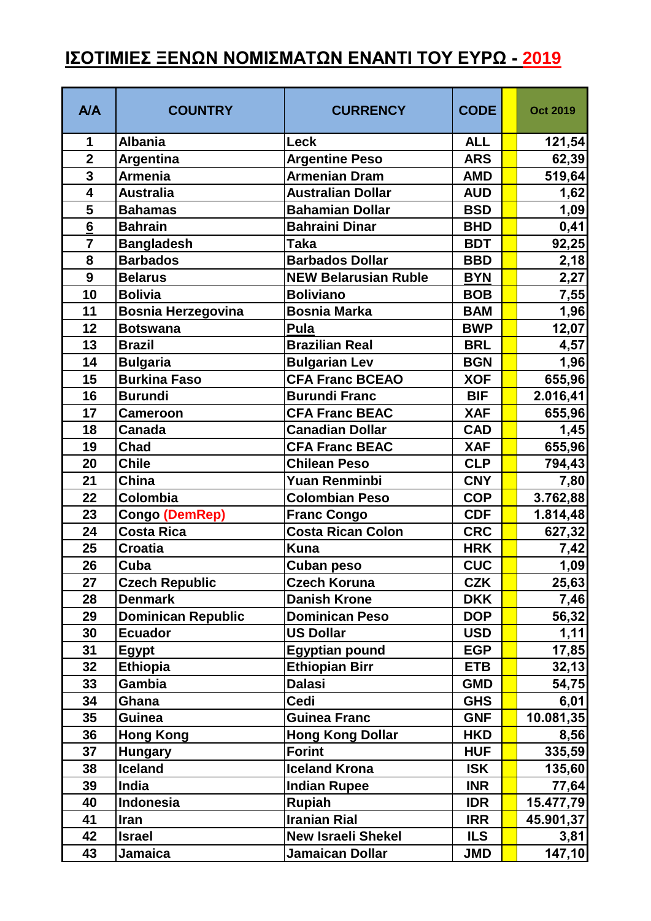# ΙΣΟΤΙΜΙΕΣ ΞΕΝΩΝ ΝΟΜΙΣΜΑΤΩΝ ΕΝΑΝΤΙ ΤΟΥ ΕΥΡΩ - 2019

| A/A | COUNTRY | CURRENCY | CODE | | Oct 2019 |
|---|---|---|---|---|---|
| 1 | Albania | Leck | ALL | | 121,54 |
| 2 | Argentina | Argentine Peso | ARS | | 62,39 |
| 3 | Armenia | Armenian Dram | AMD | | 519,64 |
| 4 | Australia | Australian Dollar | AUD | | 1,62 |
| 5 | Bahamas | Bahamian Dollar | BSD | | 1,09 |
| 6 | Bahrain | Bahraini Dinar | BHD | | 0,41 |
| 7 | Bangladesh | Taka | BDT | | 92,25 |
| 8 | Barbados | Barbados Dollar | BBD | | 2,18 |
| 9 | Belarus | NEW Belarusian Ruble | BYN | | 2,27 |
| 10 | Bolivia | Boliviano | BOB | | 7,55 |
| 11 | Bosnia Herzegovina | Bosnia Marka | BAM | | 1,96 |
| 12 | Botswana | Pula | BWP | | 12,07 |
| 13 | Brazil | Brazilian Real | BRL | | 4,57 |
| 14 | Bulgaria | Bulgarian Lev | BGN | | 1,96 |
| 15 | Burkina Faso | CFA Franc BCEAO | XOF | | 655,96 |
| 16 | Burundi | Burundi Franc | BIF | | 2.016,41 |
| 17 | Cameroon | CFA Franc BEAC | XAF | | 655,96 |
| 18 | Canada | Canadian Dollar | CAD | | 1,45 |
| 19 | Chad | CFA Franc BEAC | XAF | | 655,96 |
| 20 | Chile | Chilean Peso | CLP | | 794,43 |
| 21 | China | Yuan Renminbi | CNY | | 7,80 |
| 22 | Colombia | Colombian Peso | COP | | 3.762,88 |
| 23 | Congo (DemRep) | Franc Congo | CDF | | 1.814,48 |
| 24 | Costa Rica | Costa Rican Colon | CRC | | 627,32 |
| 25 | Croatia | Kuna | HRK | | 7,42 |
| 26 | Cuba | Cuban peso | CUC | | 1,09 |
| 27 | Czech Republic | Czech Koruna | CZK | | 25,63 |
| 28 | Denmark | Danish Krone | DKK | | 7,46 |
| 29 | Dominican Republic | Dominican Peso | DOP | | 56,32 |
| 30 | Ecuador | US Dollar | USD | | 1,11 |
| 31 | Egypt | Egyptian pound | EGP | | 17,85 |
| 32 | Ethiopia | Ethiopian Birr | ETB | | 32,13 |
| 33 | Gambia | Dalasi | GMD | | 54,75 |
| 34 | Ghana | Cedi | GHS | | 6,01 |
| 35 | Guinea | Guinea Franc | GNF | | 10.081,35 |
| 36 | Hong Kong | Hong Kong Dollar | HKD | | 8,56 |
| 37 | Hungary | Forint | HUF | | 335,59 |
| 38 | Iceland | Iceland Krona | ISK | | 135,60 |
| 39 | India | Indian Rupee | INR | | 77,64 |
| 40 | Indonesia | Rupiah | IDR | | 15.477,79 |
| 41 | Iran | Iranian Rial | IRR | | 45.901,37 |
| 42 | Israel | New Israeli Shekel | ILS | | 3,81 |
| 43 | Jamaica | Jamaican Dollar | JMD | | 147,10 |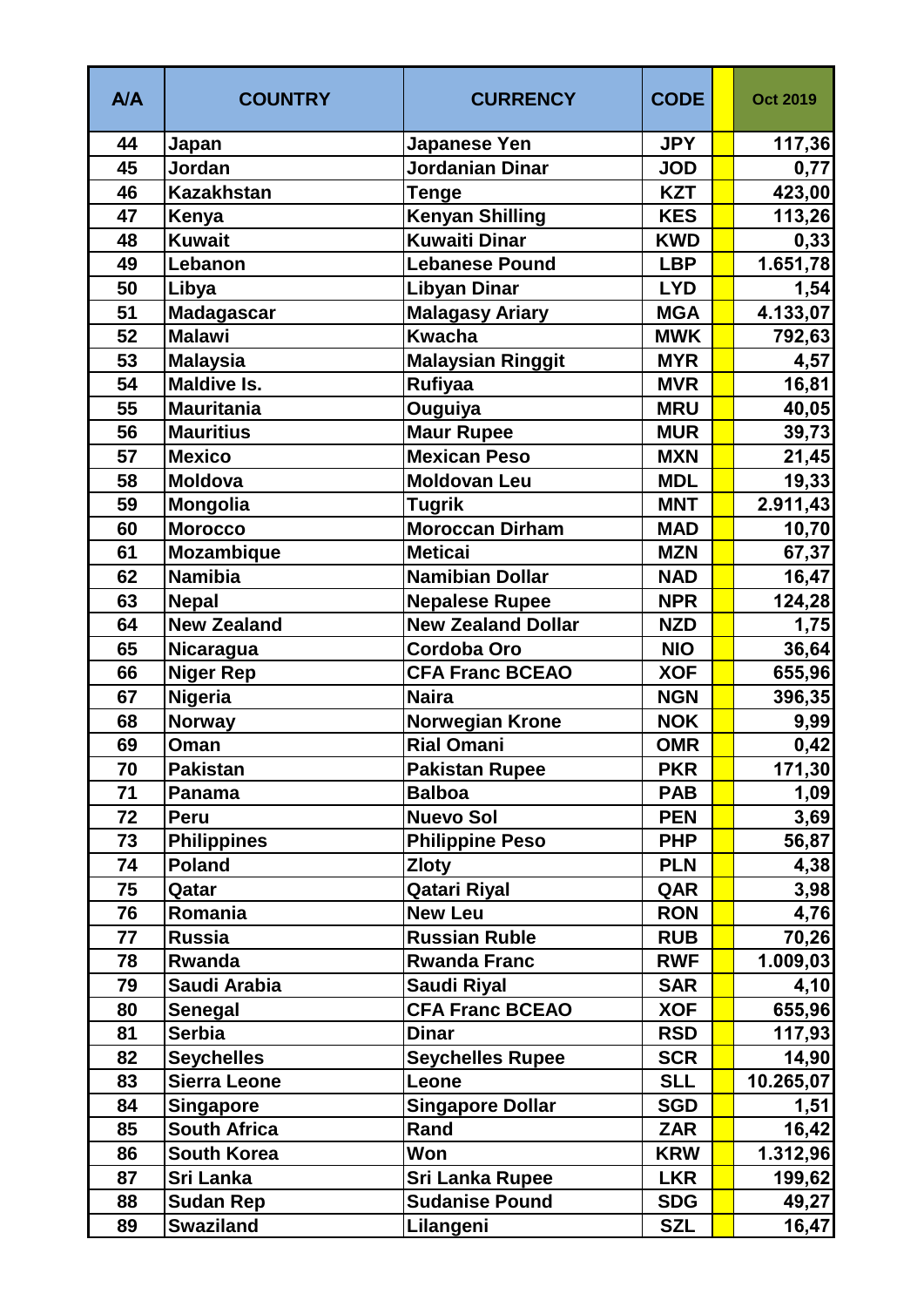| A/A | COUNTRY | CURRENCY | CODE | | Oct 2019 |
|---|---|---|---|---|---|
| 44 | Japan | Japanese Yen | JPY | | 117,36 |
| 45 | Jordan | Jordanian Dinar | JOD | | 0,77 |
| 46 | Kazakhstan | Tenge | KZT | | 423,00 |
| 47 | Kenya | Kenyan Shilling | KES | | 113,26 |
| 48 | Kuwait | Kuwaiti Dinar | KWD | | 0,33 |
| 49 | Lebanon | Lebanese Pound | LBP | | 1.651,78 |
| 50 | Libya | Libyan Dinar | LYD | | 1,54 |
| 51 | Madagascar | Malagasy Ariary | MGA | | 4.133,07 |
| 52 | Malawi | Kwacha | MWK | | 792,63 |
| 53 | Malaysia | Malaysian Ringgit | MYR | | 4,57 |
| 54 | Maldive Is. | Rufiyaa | MVR | | 16,81 |
| 55 | Mauritania | Ouguiya | MRU | | 40,05 |
| 56 | Mauritius | Maur Rupee | MUR | | 39,73 |
| 57 | Mexico | Mexican Peso | MXN | | 21,45 |
| 58 | Moldova | Moldovan Leu | MDL | | 19,33 |
| 59 | Mongolia | Tugrik | MNT | | 2.911,43 |
| 60 | Morocco | Moroccan Dirham | MAD | | 10,70 |
| 61 | Mozambique | Meticai | MZN | | 67,37 |
| 62 | Namibia | Namibian Dollar | NAD | | 16,47 |
| 63 | Nepal | Nepalese Rupee | NPR | | 124,28 |
| 64 | New Zealand | New Zealand Dollar | NZD | | 1,75 |
| 65 | Nicaragua | Cordoba Oro | NIO | | 36,64 |
| 66 | Niger Rep | CFA Franc BCEAO | XOF | | 655,96 |
| 67 | Nigeria | Naira | NGN | | 396,35 |
| 68 | Norway | Norwegian Krone | NOK | | 9,99 |
| 69 | Oman | Rial Omani | OMR | | 0,42 |
| 70 | Pakistan | Pakistan Rupee | PKR | | 171,30 |
| 71 | Panama | Balboa | PAB | | 1,09 |
| 72 | Peru | Nuevo Sol | PEN | | 3,69 |
| 73 | Philippines | Philippine Peso | PHP | | 56,87 |
| 74 | Poland | Zloty | PLN | | 4,38 |
| 75 | Qatar | Qatari Riyal | QAR | | 3,98 |
| 76 | Romania | New Leu | RON | | 4,76 |
| 77 | Russia | Russian Ruble | RUB | | 70,26 |
| 78 | Rwanda | Rwanda Franc | RWF | | 1.009,03 |
| 79 | Saudi Arabia | Saudi Riyal | SAR | | 4,10 |
| 80 | Senegal | CFA Franc BCEAO | XOF | | 655,96 |
| 81 | Serbia | Dinar | RSD | | 117,93 |
| 82 | Seychelles | Seychelles Rupee | SCR | | 14,90 |
| 83 | Sierra Leone | Leone | SLL | | 10.265,07 |
| 84 | Singapore | Singapore Dollar | SGD | | 1,51 |
| 85 | South Africa | Rand | ZAR | | 16,42 |
| 86 | South Korea | Won | KRW | | 1.312,96 |
| 87 | Sri Lanka | Sri Lanka Rupee | LKR | | 199,62 |
| 88 | Sudan Rep | Sudanise Pound | SDG | | 49,27 |
| 89 | Swaziland | Lilangeni | SZL | | 16,47 |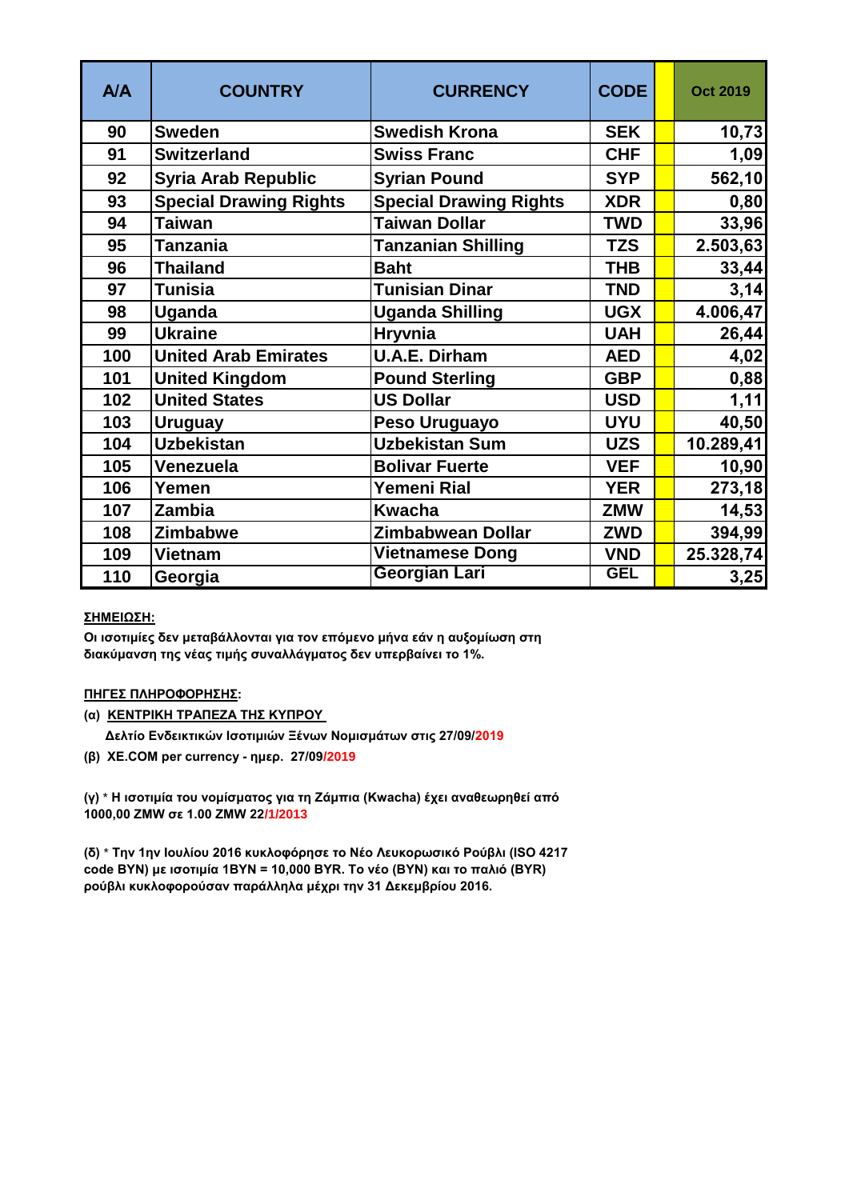| A/A | COUNTRY | CURRENCY | CODE | | Oct 2019 |
|---|---|---|---|---|---|
| 90 | Sweden | Swedish Krona | SEK | | 10,73 |
| 91 | Switzerland | Swiss Franc | CHF | | 1,09 |
| 92 | Syria Arab Republic | Syrian Pound | SYP | | 562,10 |
| 93 | Special Drawing Rights | Special Drawing Rights | XDR | | 0,80 |
| 94 | Taiwan | Taiwan Dollar | TWD | | 33,96 |
| 95 | Tanzania | Tanzanian Shilling | TZS | | 2.503,63 |
| 96 | Thailand | Baht | THB | | 33,44 |
| 97 | Tunisia | Tunisian Dinar | TND | | 3,14 |
| 98 | Uganda | Uganda Shilling | UGX | | 4.006,47 |
| 99 | Ukraine | Hryvnia | UAH | | 26,44 |
| 100 | United Arab Emirates | U.A.E. Dirham | AED | | 4,02 |
| 101 | United Kingdom | Pound Sterling | GBP | | 0,88 |
| 102 | United States | US Dollar | USD | | 1,11 |
| 103 | Uruguay | Peso Uruguayo | UYU | | 40,50 |
| 104 | Uzbekistan | Uzbekistan Sum | UZS | | 10.289,41 |
| 105 | Venezuela | Bolivar Fuerte | VEF | | 10,90 |
| 106 | Yemen | Yemeni Rial | YER | | 273,18 |
| 107 | Zambia | Kwacha | ZMW | | 14,53 |
| 108 | Zimbabwe | Zimbabwean Dollar | ZWD | | 394,99 |
| 109 | Vietnam | Vietnamese Dong | VND | | 25.328,74 |
| 110 | Georgia | Georgian Lari | GEL | | 3,25 |

**ΣΗΜΕΙΩΣΗ:**

**Οι ισοτιμίες δεν μεταβάλλονται για τον επόμενο μήνα εάν η αυξομίωση στη διακύμανση της νέας τιμής συναλλάγματος δεν υπερβαίνει το 1%.**

**ΠΗΓΕΣ ΠΛΗΡΟΦΟΡΗΣΗΣ:**

**(α) ΚΕΝΤΡΙΚΗ ΤΡΑΠΕΖΑ ΤΗΣ ΚΥΠΡΟΥ**

**Δελτίο Ενδεικτικών Ισοτιμιών Ξένων Νομισμάτων στις 27/09/2019**

**(β) XE.COM per currency - ημερ. 27/09/2019**

**(γ) * Η ισοτιμία του νομίσματος για τη Ζάμπια (Kwacha) έχει αναθεωρηθεί από 1000,00 ZMW σε 1.00 ZMW 22/1/2013**

**(δ) * Την 1ην Ιουλίου 2016 κυκλοφόρησε το Νέο Λευκορωσικό Ρούβλι (ISO 4217 code BYN) με ισοτιμία 1BYN = 10,000 BYR. Το νέο (BYN) και το παλιό (BYR) ρούβλι κυκλοφορούσαν παράλληλα μέχρι την 31 Δεκεμβρίου 2016.**